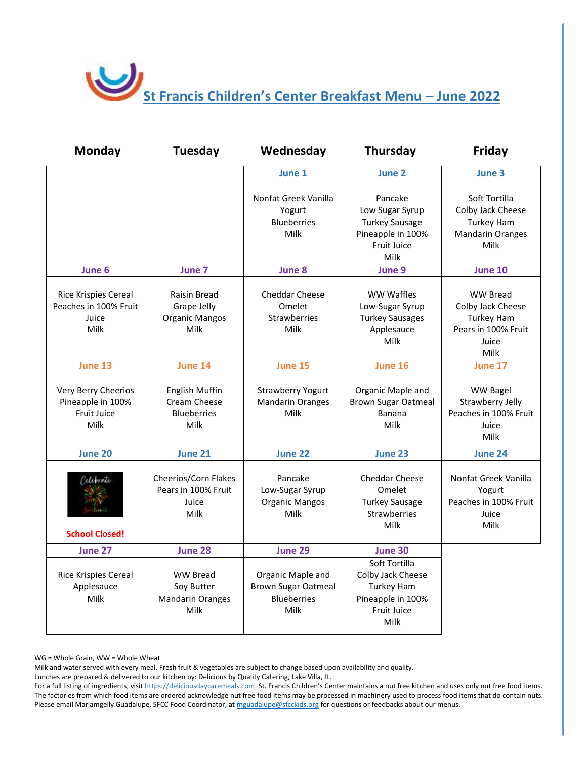# St Francis Children's Center Breakfast Menu – June 2022

| Monday | Tuesday | Wednesday | Thursday | Friday |
|---|---|---|---|---|
| | | June 1 | June 2 | June 3 |
| | | Nonfat Greek Vanilla Yogurt<br>Blueberries<br>Milk | Pancake<br>Low Sugar Syrup<br>Turkey Sausage<br>Pineapple in 100% Fruit Juice<br>Milk | Soft Tortilla<br>Colby Jack Cheese<br>Turkey Ham<br>Mandarin Oranges<br>Milk |
| June 6 | June 7 | June 8 | June 9 | June 10 |
| Rice Krispies Cereal<br>Peaches in 100% Fruit Juice<br>Milk | Raisin Bread<br>Grape Jelly<br>Organic Mangos<br>Milk | Cheddar Cheese Omelet<br>Strawberries<br>Milk | WW Waffles<br>Low-Sugar Syrup<br>Turkey Sausages<br>Applesauce<br>Milk | WW Bread<br>Colby Jack Cheese<br>Turkey Ham<br>Pears in 100% Fruit Juice<br>Milk |
| June 13 | June 14 | June 15 | June 16 | June 17 |
| Very Berry Cheerios<br>Pineapple in 100% Fruit Juice<br>Milk | English Muffin<br>Cream Cheese<br>Blueberries<br>Milk | Strawberry Yogurt<br>Mandarin Oranges<br>Milk | Organic Maple and Brown Sugar Oatmeal<br>Banana<br>Milk | WW Bagel<br>Strawberry Jelly<br>Peaches in 100% Fruit Juice<br>Milk |
| June 20 | June 21 | June 22 | June 23 | June 24 |
| Celebrate Juneteenth<br>**School Closed!** | Cheerios/Corn Flakes<br>Pears in 100% Fruit Juice<br>Milk | Pancake<br>Low-Sugar Syrup<br>Organic Mangos<br>Milk | Cheddar Cheese Omelet<br>Turkey Sausage<br>Strawberries<br>Milk | Nonfat Greek Vanilla Yogurt<br>Peaches in 100% Fruit Juice<br>Milk |
| June 27 | June 28 | June 29 | June 30 | |
| Rice Krispies Cereal<br>Applesauce<br>Milk | WW Bread<br>Soy Butter<br>Mandarin Oranges<br>Milk | Organic Maple and Brown Sugar Oatmeal<br>Blueberries<br>Milk | Soft Tortilla<br>Colby Jack Cheese<br>Turkey Ham<br>Pineapple in 100% Fruit Juice<br>Milk | |

WG = Whole Grain, WW = Whole Wheat
Milk and water served with every meal. Fresh fruit & vegetables are subject to change based upon availability and quality.
Lunches are prepared & delivered to our kitchen by: Delicious by Quality Catering, Lake Villa, IL.
For a full listing of ingredients, visit https://deliciousdaycaremeals.com. St. Francis Children's Center maintains a nut free kitchen and uses only nut free food items. The factories from which food items are ordered acknowledge nut free food items may be processed in machinery used to process food items that do contain nuts.
Please email Mariamgelly Guadalupe, SFCC Food Coordinator, at mguadalupe@sfcckids.org for questions or feedbacks about our menus.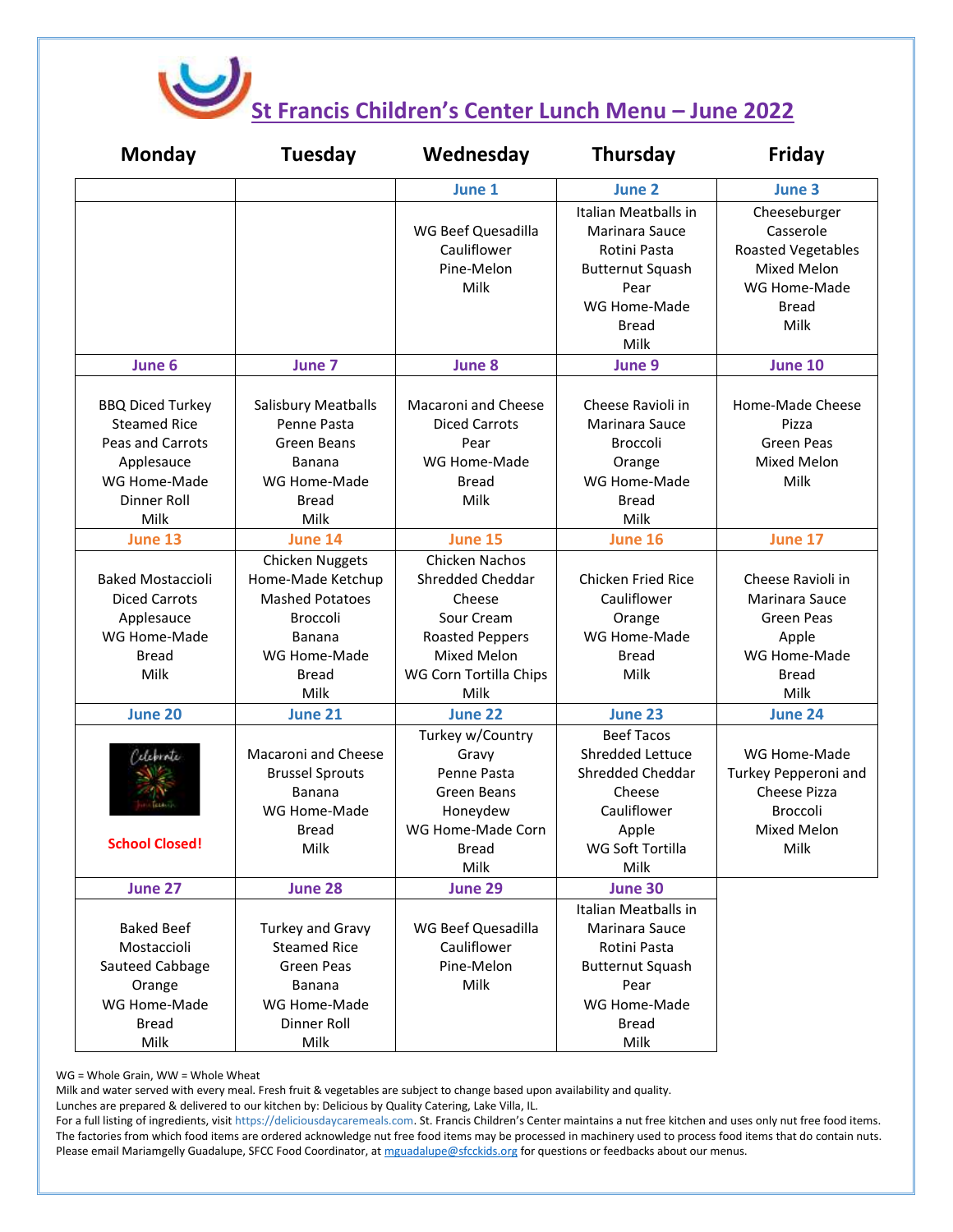# St Francis Children's Center Lunch Menu – June 2022

| Monday | Tuesday | Wednesday | Thursday | Friday |
|---|---|---|---|---|
| | | June 1 | June 2 | June 3 |
| | | WG Beef Quesadilla<br>Cauliflower<br>Pine-Melon<br>Milk | Italian Meatballs in Marinara Sauce<br>Rotini Pasta<br>Butternut Squash<br>Pear<br>WG Home-Made Bread<br>Milk | Cheeseburger Casserole<br>Roasted Vegetables<br>Mixed Melon<br>WG Home-Made Bread<br>Milk |
| June 6 | June 7 | June 8 | June 9 | June 10 |
| BBQ Diced Turkey<br>Steamed Rice<br>Peas and Carrots<br>Applesauce<br>WG Home-Made Dinner Roll<br>Milk | Salisbury Meatballs<br>Penne Pasta<br>Green Beans<br>Banana<br>WG Home-Made Bread<br>Milk | Macaroni and Cheese<br>Diced Carrots<br>Pear<br>WG Home-Made Bread<br>Milk | Cheese Ravioli in Marinara Sauce<br>Broccoli<br>Orange<br>WG Home-Made Bread<br>Milk | Home-Made Cheese Pizza<br>Green Peas<br>Mixed Melon<br>Milk |
| June 13 | June 14 | June 15 | June 16 | June 17 |
| Baked Mostacciole<br>Diced Carrots<br>Applesauce<br>WG Home-Made Bread<br>Milk | Chicken Nuggets<br>Home-Made Ketchup<br>Mashed Potatoes<br>Broccoli<br>Banana<br>WG Home-Made Bread<br>Milk | Chicken Nachos<br>Shredded Cheddar Cheese<br>Sour Cream<br>Roasted Peppers<br>Mixed Melon<br>WG Corn Tortilla Chips<br>Milk | Chicken Fried Rice<br>Cauliflower<br>Orange<br>WG Home-Made Bread<br>Milk | Cheese Ravioli in Marinara Sauce<br>Green Peas<br>Apple<br>WG Home-Made Bread<br>Milk |
| June 20 | June 21 | June 22 | June 23 | June 24 |
| **School Closed!** | Macaroni and Cheese<br>Brussel Sprouts<br>Banana<br>WG Home-Made Bread<br>Milk | Turkey w/Country Gravy<br>Penne Pasta<br>Green Beans<br>Honeydew<br>WG Home-Made Corn Bread<br>Milk | Beef Tacos<br>Shredded Lettuce<br>Shredded Cheddar Cheese<br>Cauliflower<br>Apple<br>WG Soft Tortilla<br>Milk | WG Home-Made Turkey Pepperoni and Cheese Pizza<br>Broccoli<br>Mixed Melon<br>Milk |
| June 27 | June 28 | June 29 | June 30 | |
| Baked Beef Mostaccioli<br>Sauteed Cabbage<br>Orange<br>WG Home-Made Bread<br>Milk | Turkey and Gravy<br>Steamed Rice<br>Green Peas<br>Banana<br>WG Home-Made Dinner Roll<br>Milk | WG Beef Quesadilla<br>Cauliflower<br>Pine-Melon<br>Milk | Italian Meatballs in Marinara Sauce<br>Rotini Pasta<br>Butternut Squash<br>Pear<br>WG Home-Made Bread<br>Milk | |

WG = Whole Grain, WW = Whole Wheat
Milk and water served with every meal. Fresh fruit & vegetables are subject to change based upon availability and quality.
Lunches are prepared & delivered to our kitchen by: Delicious by Quality Catering, Lake Villa, IL.
For a full listing of ingredients, visit https://deliciousdaycaremeals.com. St. Francis Children's Center maintains a nut free kitchen and uses only nut free food items. The factories from which food items are ordered acknowledge nut free food items may be processed in machinery used to process food items that do contain nuts.
Please email Mariamgelly Guadalupe, SFCC Food Coordinator, at mguadalupe@sfcckids.org for questions or feedbacks about our menus.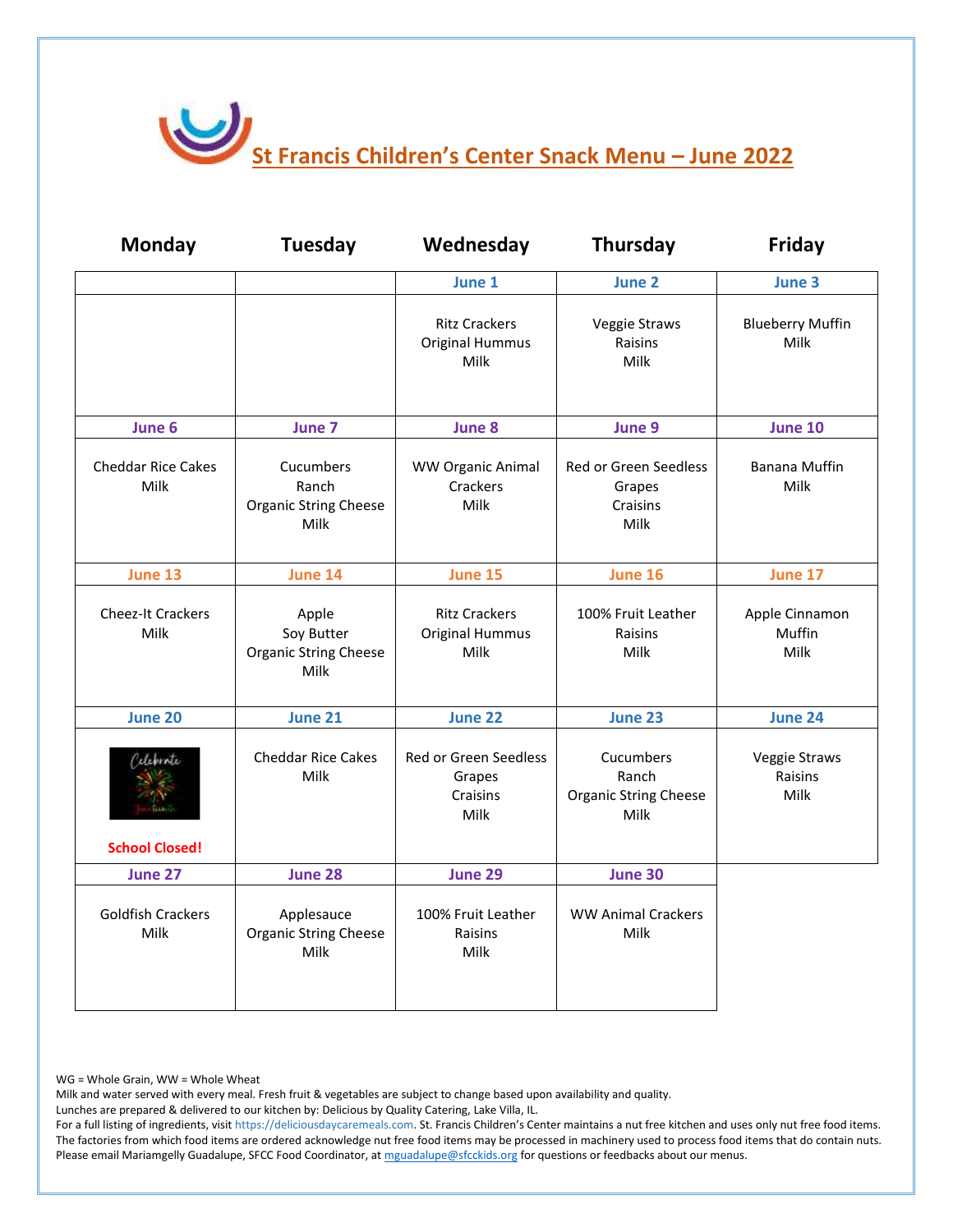# St Francis Children's Center Snack Menu – June 2022

| Monday | Tuesday | Wednesday | Thursday | Friday |
|---|---|---|---|---|
| | | June 1<br>Ritz Crackers<br>Original Hummus<br>Milk | June 2<br>Veggie Straws<br>Raisins<br>Milk | June 3<br>Blueberry Muffin<br>Milk |
| June 6<br>Cheddar Rice Cakes<br>Milk | June 7<br>Cucumbers<br>Ranch<br>Organic String Cheese<br>Milk | June 8<br>WW Organic Animal Crackers<br>Milk | June 9<br>Red or Green Seedless Grapes<br>Craisins<br>Milk | June 10<br>Banana Muffin<br>Milk |
| June 13<br>Cheez-It Crackers<br>Milk | June 14<br>Apple<br>Soy Butter<br>Organic String Cheese<br>Milk | June 15<br>Ritz Crackers<br>Original Hummus<br>Milk | June 16<br>100% Fruit Leather<br>Raisins<br>Milk | June 17<br>Apple Cinnamon Muffin<br>Milk |
| June 20<br>Celebrate Juneteenth<br>**School Closed!** | June 21<br>Cheddar Rice Cakes<br>Milk | June 22<br>Red or Green Seedless Grapes<br>Craisins<br>Milk | June 23<br>Cucumbers<br>Ranch<br>Organic String Cheese<br>Milk | June 24<br>Veggie Straws<br>Raisins<br>Milk |
| June 27<br>Goldfish Crackers<br>Milk | June 28<br>Applesauce<br>Organic String Cheese<br>Milk | June 29<br>100% Fruit Leather<br>Raisins<br>Milk | June 30<br>WW Animal Crackers<br>Milk | |

WG = Whole Grain, WW = Whole Wheat

Milk and water served with every meal. Fresh fruit & vegetables are subject to change based upon availability and quality.

Lunches are prepared & delivered to our kitchen by: Delicious by Quality Catering, Lake Villa, IL.

For a full listing of ingredients, visit https://deliciousdaycaremeals.com. St. Francis Children's Center maintains a nut free kitchen and uses only nut free food items. The factories from which food items are ordered acknowledge nut free food items may be processed in machinery used to process food items that do contain nuts.

Please email Mariamgelly Guadalupe, SFCC Food Coordinator, at mguadalupe@sfcckids.org for questions or feedbacks about our menus.